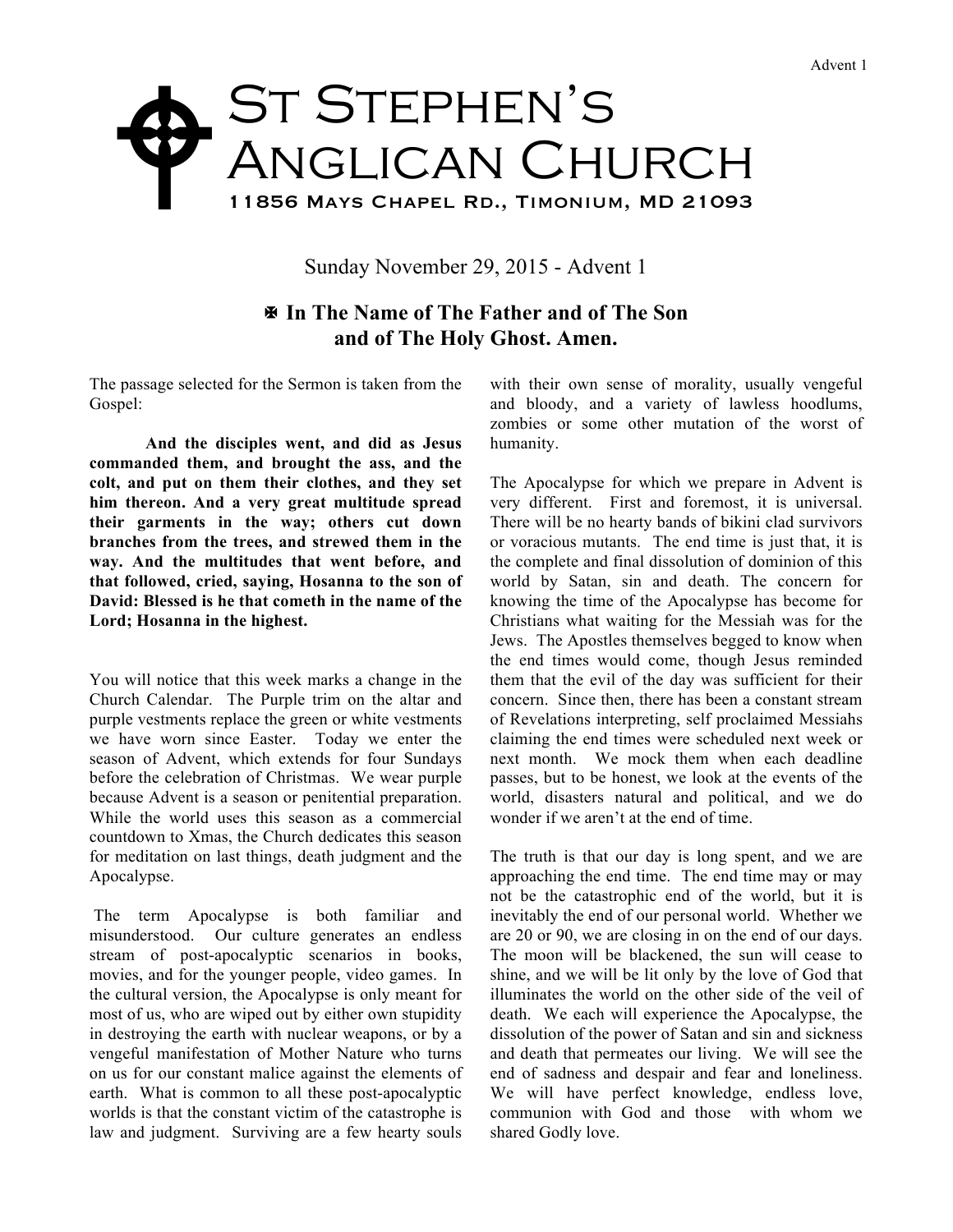# St Stephen's Anglican Church

11856 Mays Chapel Rd., Timonium, MD 21093

Sunday November 29, 2015 - Advent 1

**✠ In The Name of The Father and of The Son and of The Holy Ghost. Amen.**

The passage selected for the Sermon is taken from the Gospel:

**And the disciples went, and did as Jesus commanded them, and brought the ass, and the colt, and put on them their clothes, and they set him thereon. And a very great multitude spread their garments in the way; others cut down branches from the trees, and strewed them in the way. And the multitudes that went before, and that followed, cried, saying, Hosanna to the son of David: Blessed is he that cometh in the name of the Lord; Hosanna in the highest.**

You will notice that this week marks a change in the Church Calendar. The Purple trim on the altar and purple vestments replace the green or white vestments we have worn since Easter. Today we enter the season of Advent, which extends for four Sundays before the celebration of Christmas. We wear purple because Advent is a season or penitential preparation. While the world uses this season as a commercial countdown to Xmas, the Church dedicates this season for meditation on last things, death judgment and the Apocalypse.

The term Apocalypse is both familiar and misunderstood. Our culture generates an endless stream of post-apocalyptic scenarios in books, movies, and for the younger people, video games. In the cultural version, the Apocalypse is only meant for most of us, who are wiped out by either own stupidity in destroying the earth with nuclear weapons, or by a vengeful manifestation of Mother Nature who turns on us for our constant malice against the elements of earth. What is common to all these post-apocalyptic worlds is that the constant victim of the catastrophe is law and judgment. Surviving are a few hearty souls with their own sense of morality, usually vengeful and bloody, and a variety of lawless hoodlums, zombies or some other mutation of the worst of humanity.

The Apocalypse for which we prepare in Advent is very different. First and foremost, it is universal. There will be no hearty bands of bikini clad survivors or voracious mutants. The end time is just that, it is the complete and final dissolution of dominion of this world by Satan, sin and death. The concern for knowing the time of the Apocalypse has become for Christians what waiting for the Messiah was for the Jews. The Apostles themselves begged to know when the end times would come, though Jesus reminded them that the evil of the day was sufficient for their concern. Since then, there has been a constant stream of Revelations interpreting, self proclaimed Messiahs claiming the end times were scheduled next week or next month. We mock them when each deadline passes, but to be honest, we look at the events of the world, disasters natural and political, and we do wonder if we aren't at the end of time.

The truth is that our day is long spent, and we are approaching the end time. The end time may or may not be the catastrophic end of the world, but it is inevitably the end of our personal world. Whether we are 20 or 90, we are closing in on the end of our days. The moon will be blackened, the sun will cease to shine, and we will be lit only by the love of God that illuminates the world on the other side of the veil of death. We each will experience the Apocalypse, the dissolution of the power of Satan and sin and sickness and death that permeates our living. We will see the end of sadness and despair and fear and loneliness. We will have perfect knowledge, endless love, communion with God and those with whom we shared Godly love.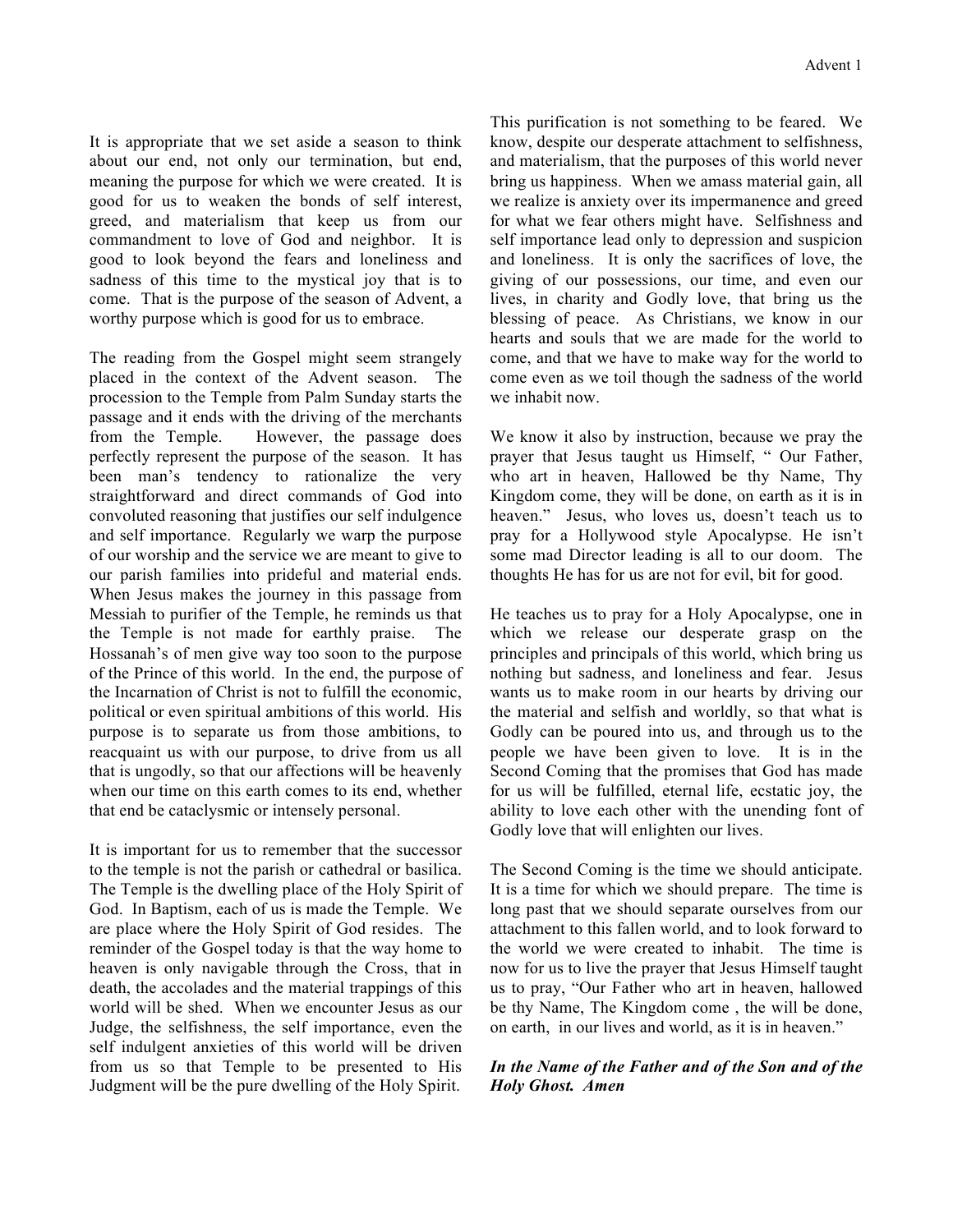It is appropriate that we set aside a season to think about our end, not only our termination, but end, meaning the purpose for which we were created. It is good for us to weaken the bonds of self interest, greed, and materialism that keep us from our commandment to love of God and neighbor. It is good to look beyond the fears and loneliness and sadness of this time to the mystical joy that is to come. That is the purpose of the season of Advent, a worthy purpose which is good for us to embrace.

The reading from the Gospel might seem strangely placed in the context of the Advent season. The procession to the Temple from Palm Sunday starts the passage and it ends with the driving of the merchants from the Temple. However, the passage does perfectly represent the purpose of the season. It has been man's tendency to rationalize the very straightforward and direct commands of God into convoluted reasoning that justifies our self indulgence and self importance. Regularly we warp the purpose of our worship and the service we are meant to give to our parish families into prideful and material ends. When Jesus makes the journey in this passage from Messiah to purifier of the Temple, he reminds us that the Temple is not made for earthly praise. The Hossanah's of men give way too soon to the purpose of the Prince of this world. In the end, the purpose of the Incarnation of Christ is not to fulfill the economic, political or even spiritual ambitions of this world. His purpose is to separate us from those ambitions, to reacquaint us with our purpose, to drive from us all that is ungodly, so that our affections will be heavenly when our time on this earth comes to its end, whether that end be cataclysmic or intensely personal.

It is important for us to remember that the successor to the temple is not the parish or cathedral or basilica. The Temple is the dwelling place of the Holy Spirit of God. In Baptism, each of us is made the Temple. We are place where the Holy Spirit of God resides. The reminder of the Gospel today is that the way home to heaven is only navigable through the Cross, that in death, the accolades and the material trappings of this world will be shed. When we encounter Jesus as our Judge, the selfishness, the self importance, even the self indulgent anxieties of this world will be driven from us so that Temple to be presented to His Judgment will be the pure dwelling of the Holy Spirit.

This purification is not something to be feared. We know, despite our desperate attachment to selfishness, and materialism, that the purposes of this world never bring us happiness. When we amass material gain, all we realize is anxiety over its impermanence and greed for what we fear others might have. Selfishness and self importance lead only to depression and suspicion and loneliness. It is only the sacrifices of love, the giving of our possessions, our time, and even our lives, in charity and Godly love, that bring us the blessing of peace. As Christians, we know in our hearts and souls that we are made for the world to come, and that we have to make way for the world to come even as we toil though the sadness of the world we inhabit now.

We know it also by instruction, because we pray the prayer that Jesus taught us Himself, " Our Father, who art in heaven, Hallowed be thy Name, Thy Kingdom come, they will be done, on earth as it is in heaven." Jesus, who loves us, doesn't teach us to pray for a Hollywood style Apocalypse. He isn't some mad Director leading is all to our doom. The thoughts He has for us are not for evil, bit for good.

He teaches us to pray for a Holy Apocalypse, one in which we release our desperate grasp on the principles and principals of this world, which bring us nothing but sadness, and loneliness and fear. Jesus wants us to make room in our hearts by driving our the material and selfish and worldly, so that what is Godly can be poured into us, and through us to the people we have been given to love. It is in the Second Coming that the promises that God has made for us will be fulfilled, eternal life, ecstatic joy, the ability to love each other with the unending font of Godly love that will enlighten our lives.

The Second Coming is the time we should anticipate. It is a time for which we should prepare. The time is long past that we should separate ourselves from our attachment to this fallen world, and to look forward to the world we were created to inhabit. The time is now for us to live the prayer that Jesus Himself taught us to pray, "Our Father who art in heaven, hallowed be thy Name, The Kingdom come , the will be done, on earth, in our lives and world, as it is in heaven."

***In the Name of the Father and of the Son and of the Holy Ghost. Amen***